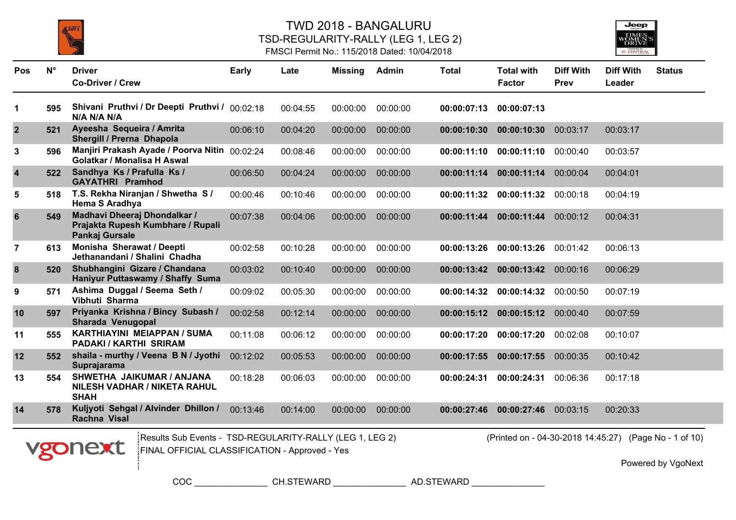# TWD 2018 - BANGALURU

## TSD-REGULARITY-RALLY (LEG 1, LEG 2)

FMSCI Permit No.: 115/2018 Dated: 10/04/2018

| Pos | N° | Driver<br>Co-Driver / Crew | Early | Late | Missing | Admin | Total | Total with Factor | Diff With Prev | Diff With Leader | Status |
|---|---|---|---|---|---|---|---|---|---|---|---|
| 1 | 595 | Shivani Pruthvi / Dr Deepti Pruthvi / N/A N/A N/A | 00:02:18 | 00:04:55 | 00:00:00 | 00:00:00 | **00:00:07:13** | **00:00:07:13** | | | |
| 2 | 521 | Ayeesha Sequeira / Amrita Shergill / Prerna Dhapola | 00:06:10 | 00:04:20 | 00:00:00 | 00:00:00 | **00:00:10:30** | **00:00:10:30** | 00:03:17 | 00:03:17 | |
| 3 | 596 | Manjiri Prakash Ayade / Poorva Nitin Golatkar / Monalisa H Aswal | 00:02:24 | 00:08:46 | 00:00:00 | 00:00:00 | **00:00:11:10** | **00:00:11:10** | 00:00:40 | 00:03:57 | |
| 4 | 522 | Sandhya Ks / Prafulla Ks / GAYATHRI Pramhod | 00:06:50 | 00:04:24 | 00:00:00 | 00:00:00 | **00:00:11:14** | **00:00:11:14** | 00:00:04 | 00:04:01 | |
| 5 | 518 | T.S. Rekha Niranjan / Shwetha S / Hema S Aradhya | 00:00:46 | 00:10:46 | 00:00:00 | 00:00:00 | **00:00:11:32** | **00:00:11:32** | 00:00:18 | 00:04:19 | |
| 6 | 549 | Madhavi Dheeraj Dhondalkar / Prajakta Rupesh Kumbhare / Rupali Pankaj Gursale | 00:07:38 | 00:04:06 | 00:00:00 | 00:00:00 | **00:00:11:44** | **00:00:11:44** | 00:00:12 | 00:04:31 | |
| 7 | 613 | Monisha Sherawat / Deepti Jethanandani / Shalini Chadha | 00:02:58 | 00:10:28 | 00:00:00 | 00:00:00 | **00:00:13:26** | **00:00:13:26** | 00:01:42 | 00:06:13 | |
| 8 | 520 | Shubhangini Gizare / Chandana Haniyur Puttaswamy / Shaffy Suma | 00:03:02 | 00:10:40 | 00:00:00 | 00:00:00 | **00:00:13:42** | **00:00:13:42** | 00:00:16 | 00:06:29 | |
| 9 | 571 | Ashima Duggal / Seema Seth / Vibhuti Sharma | 00:09:02 | 00:05:30 | 00:00:00 | 00:00:00 | **00:00:14:32** | **00:00:14:32** | 00:00:50 | 00:07:19 | |
| 10 | 597 | Priyanka Krishna / Bincy Subash / Sharada Venugopal | 00:02:58 | 00:12:14 | 00:00:00 | 00:00:00 | **00:00:15:12** | **00:00:15:12** | 00:00:40 | 00:07:59 | |
| 11 | 555 | KARTHIAYINI MEIAPPAN / SUMA PADAKI / KARTHI SRIRAM | 00:11:08 | 00:06:12 | 00:00:00 | 00:00:00 | **00:00:17:20** | **00:00:17:20** | 00:02:08 | 00:10:07 | |
| 12 | 552 | shaila - murthy / Veena B N / Jyothi Suprajarama | 00:12:02 | 00:05:53 | 00:00:00 | 00:00:00 | **00:00:17:55** | **00:00:17:55** | 00:00:35 | 00:10:42 | |
| 13 | 554 | SHWETHA JAIKUMAR / ANJANA NILESH VADHAR / NIKETA RAHUL SHAH | 00:18:28 | 00:06:03 | 00:00:00 | 00:00:00 | **00:00:24:31** | **00:00:24:31** | 00:06:36 | 00:17:18 | |
| 14 | 578 | Kuljyoti Sehgal / Alvinder Dhillon / Rachna Visal | 00:13:46 | 00:14:00 | 00:00:00 | 00:00:00 | **00:00:27:46** | **00:00:27:46** | 00:03:15 | 00:20:33 | |

Results Sub Events - TSD-REGULARITY-RALLY (LEG 1, LEG 2)
FINAL OFFICIAL CLASSIFICATION - Approved - Yes

(Printed on - 04-30-2018 14:45:27)

Powered by VgoNext

COC _______________ CH.STEWARD _______________ AD.STEWARD _______________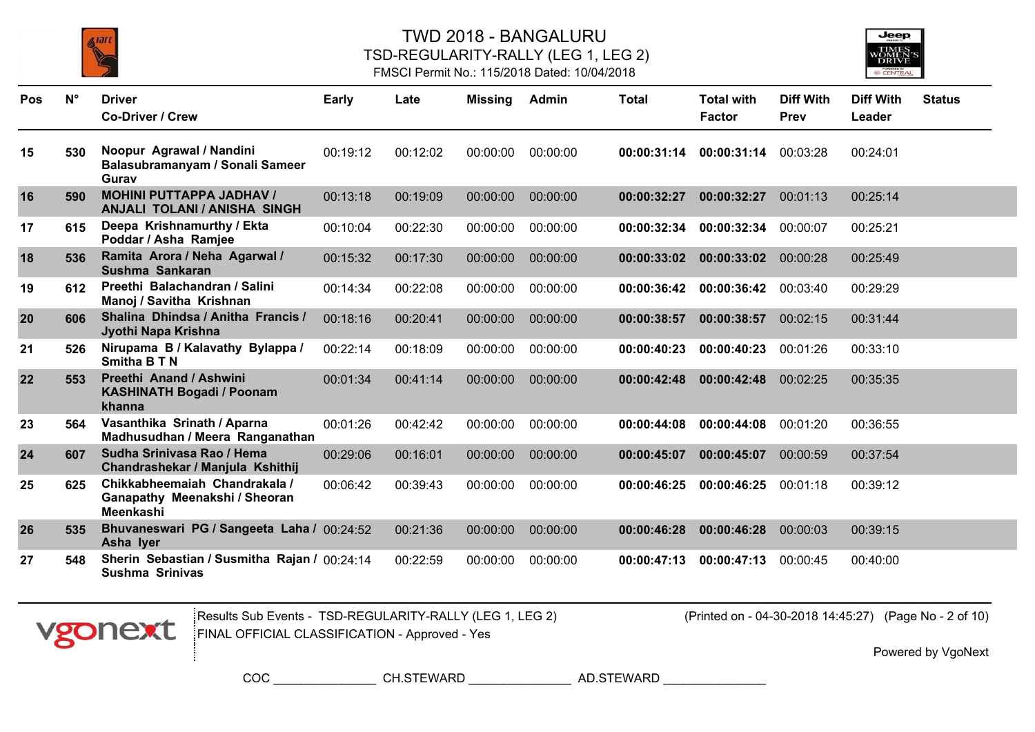# TWD 2018 - BANGALURU

## TSD-REGULARITY-RALLY (LEG 1, LEG 2)

FMSCI Permit No.: 115/2018 Dated: 10/04/2018

| Pos | N° | Driver / Co-Driver / Crew | Early | Late | Missing | Admin | Total | Total with Factor | Diff With Prev | Diff With Leader | Status |
|---|---|---|---|---|---|---|---|---|---|---|---|
| 15 | 530 | Noopur Agrawal / Nandini Balasubramanyam / Sonali Sameer Gurav | 00:19:12 | 00:12:02 | 00:00:00 | 00:00:00 | **00:00:31:14** | **00:00:31:14** | 00:03:28 | 00:24:01 | |
| 16 | 590 | MOHINI PUTTAPPA JADHAV / ANJALI TOLANI / ANISHA SINGH | 00:13:18 | 00:19:09 | 00:00:00 | 00:00:00 | **00:00:32:27** | **00:00:32:27** | 00:01:13 | 00:25:14 | |
| 17 | 615 | Deepa Krishnamurthy / Ekta Poddar / Asha Ramjee | 00:10:04 | 00:22:30 | 00:00:00 | 00:00:00 | **00:00:32:34** | **00:00:32:34** | 00:00:07 | 00:25:21 | |
| 18 | 536 | Ramita Arora / Neha Agarwal / Sushma Sankaran | 00:15:32 | 00:17:30 | 00:00:00 | 00:00:00 | **00:00:33:02** | **00:00:33:02** | 00:00:28 | 00:25:49 | |
| 19 | 612 | Preethi Balachandran / Salini Manoj / Savitha Krishnan | 00:14:34 | 00:22:08 | 00:00:00 | 00:00:00 | **00:00:36:42** | **00:00:36:42** | 00:03:40 | 00:29:29 | |
| 20 | 606 | Shalina Dhindsa / Anitha Francis / Jyothi Napa Krishna | 00:18:16 | 00:20:41 | 00:00:00 | 00:00:00 | **00:00:38:57** | **00:00:38:57** | 00:02:15 | 00:31:44 | |
| 21 | 526 | Nirupama B / Kalavathy Bylappa / Smitha B T N | 00:22:14 | 00:18:09 | 00:00:00 | 00:00:00 | **00:00:40:23** | **00:00:40:23** | 00:01:26 | 00:33:10 | |
| 22 | 553 | Preethi Anand / Ashwini KASHINATH Bogadi / Poonam khanna | 00:01:34 | 00:41:14 | 00:00:00 | 00:00:00 | **00:00:42:48** | **00:00:42:48** | 00:02:25 | 00:35:35 | |
| 23 | 564 | Vasanthika Srinath / Aparna Madhusudhan / Meera Ranganathan | 00:01:26 | 00:42:42 | 00:00:00 | 00:00:00 | **00:00:44:08** | **00:00:44:08** | 00:01:20 | 00:36:55 | |
| 24 | 607 | Sudha Srinivasa Rao / Hema Chandrashekar / Manjula Kshithij | 00:29:06 | 00:16:01 | 00:00:00 | 00:00:00 | **00:00:45:07** | **00:00:45:07** | 00:00:59 | 00:37:54 | |
| 25 | 625 | Chikkabheemaiah Chandrakala / Ganapathy Meenakshi / Sheoran Meenkashi | 00:06:42 | 00:39:43 | 00:00:00 | 00:00:00 | **00:00:46:25** | **00:00:46:25** | 00:01:18 | 00:39:12 | |
| 26 | 535 | Bhuvaneswari PG / Sangeeta Laha / Asha Iyer | 00:24:52 | 00:21:36 | 00:00:00 | 00:00:00 | **00:00:46:28** | **00:00:46:28** | 00:00:03 | 00:39:15 | |
| 27 | 548 | Sherin Sebastian / Susmitha Rajan / Sushma Srinivas | 00:24:14 | 00:22:59 | 00:00:00 | 00:00:00 | **00:00:47:13** | **00:00:47:13** | 00:00:45 | 00:40:00 | |

Results Sub Events - TSD-REGULARITY-RALLY (LEG 1, LEG 2)
FINAL OFFICIAL CLASSIFICATION - Approved - Yes

(Printed on - 04-30-2018 14:45:27)

Powered by VgoNext

COC _______________ CH.STEWARD _______________ AD.STEWARD _______________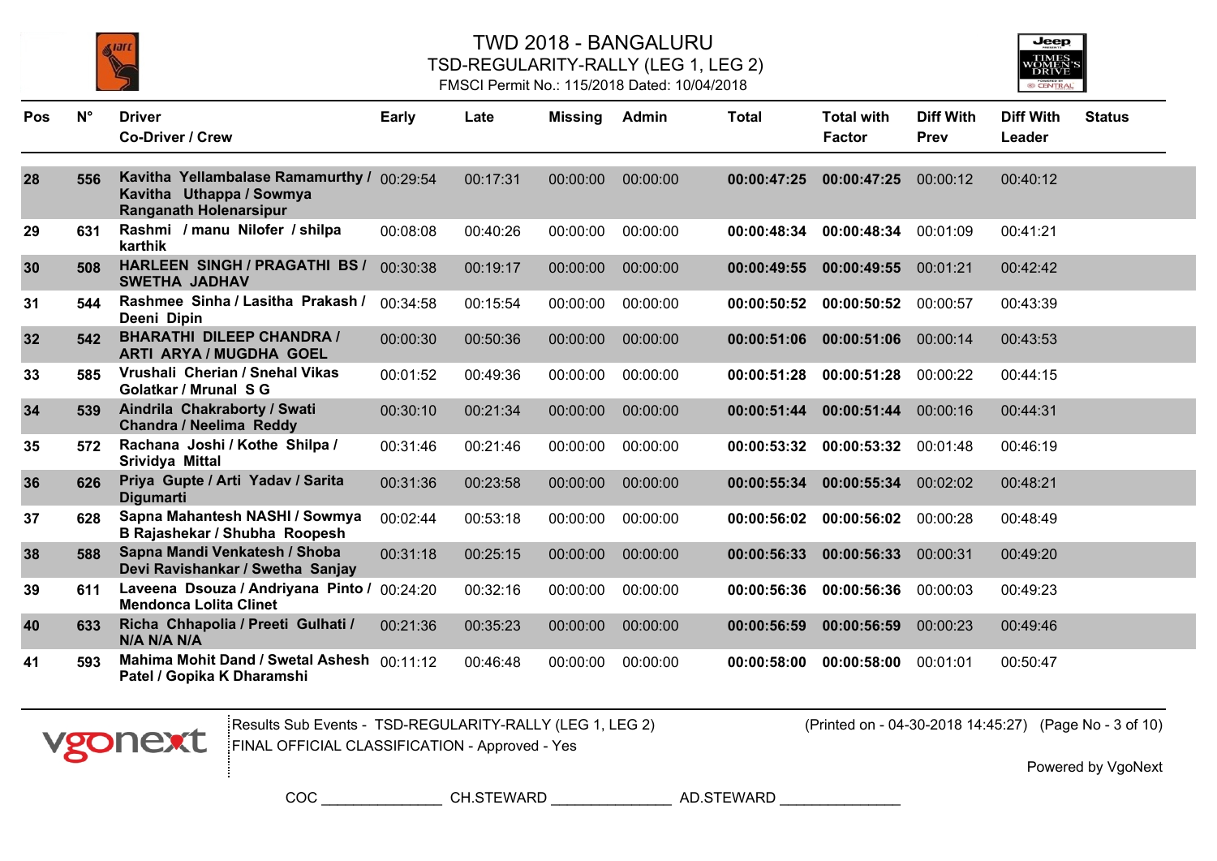# TWD 2018 - BANGALURU

## TSD-REGULARITY-RALLY (LEG 1, LEG 2)

FMSCI Permit No.: 115/2018 Dated: 10/04/2018

| Pos | N° | Driver Co-Driver / Crew | Early | Late | Missing | Admin | Total | Total with Factor | Diff With Prev | Diff With Leader | Status |
|---|---|---|---|---|---|---|---|---|---|---|---|
| 28 | 556 | Kavitha Yellambalase Ramamurthy / Kavitha Uthappa / Sowmya Ranganath Holenarsipur | 00:29:54 | 00:17:31 | 00:00:00 | 00:00:00 | **00:00:47:25** | **00:00:47:25** | 00:00:12 | 00:40:12 | |
| 29 | 631 | Rashmi / manu Nilofer / shilpa karthik | 00:08:08 | 00:40:26 | 00:00:00 | 00:00:00 | **00:00:48:34** | **00:00:48:34** | 00:01:09 | 00:41:21 | |
| 30 | 508 | HARLEEN SINGH / PRAGATHI BS / SWETHA JADHAV | 00:30:38 | 00:19:17 | 00:00:00 | 00:00:00 | **00:00:49:55** | **00:00:49:55** | 00:01:21 | 00:42:42 | |
| 31 | 544 | Rashmee Sinha / Lasitha Prakash / Deeni Dipin | 00:34:58 | 00:15:54 | 00:00:00 | 00:00:00 | **00:00:50:52** | **00:00:50:52** | 00:00:57 | 00:43:39 | |
| 32 | 542 | BHARATHI DILEEP CHANDRA / ARTI ARYA / MUGDHA GOEL | 00:00:30 | 00:50:36 | 00:00:00 | 00:00:00 | **00:00:51:06** | **00:00:51:06** | 00:00:14 | 00:43:53 | |
| 33 | 585 | Vrushali Cherian / Snehal Vikas Golatkar / Mrunal S G | 00:01:52 | 00:49:36 | 00:00:00 | 00:00:00 | **00:00:51:28** | **00:00:51:28** | 00:00:22 | 00:44:15 | |
| 34 | 539 | Aindrila Chakraborty / Swati Chandra / Neelima Reddy | 00:30:10 | 00:21:34 | 00:00:00 | 00:00:00 | **00:00:51:44** | **00:00:51:44** | 00:00:16 | 00:44:31 | |
| 35 | 572 | Rachana Joshi / Kothe Shilpa / Srividya Mittal | 00:31:46 | 00:21:46 | 00:00:00 | 00:00:00 | **00:00:53:32** | **00:00:53:32** | 00:01:48 | 00:46:19 | |
| 36 | 626 | Priya Gupte / Arti Yadav / Sarita Digumarti | 00:31:36 | 00:23:58 | 00:00:00 | 00:00:00 | **00:00:55:34** | **00:00:55:34** | 00:02:02 | 00:48:21 | |
| 37 | 628 | Sapna Mahantesh NASHI / Sowmya B Rajashekar / Shubha Roopesh | 00:02:44 | 00:53:18 | 00:00:00 | 00:00:00 | **00:00:56:02** | **00:00:56:02** | 00:00:28 | 00:48:49 | |
| 38 | 588 | Sapna Mandi Venkatesh / Shoba Devi Ravishankar / Swetha Sanjay | 00:31:18 | 00:25:15 | 00:00:00 | 00:00:00 | **00:00:56:33** | **00:00:56:33** | 00:00:31 | 00:49:20 | |
| 39 | 611 | Laveena Dsouza / Andriyana Pinto / Mendonca Lolita Clinet | 00:24:20 | 00:32:16 | 00:00:00 | 00:00:00 | **00:00:56:36** | **00:00:56:36** | 00:00:03 | 00:49:23 | |
| 40 | 633 | Richa Chhapolia / Preeti Gulhati / N/A N/A N/A | 00:21:36 | 00:35:23 | 00:00:00 | 00:00:00 | **00:00:56:59** | **00:00:56:59** | 00:00:23 | 00:49:46 | |
| 41 | 593 | Mahima Mohit Dand / Swetal Ashesh Patel / Gopika K Dharamshi | 00:11:12 | 00:46:48 | 00:00:00 | 00:00:00 | **00:00:58:00** | **00:00:58:00** | 00:01:01 | 00:50:47 | |

Results Sub Events - TSD-REGULARITY-RALLY (LEG 1, LEG 2)
FINAL OFFICIAL CLASSIFICATION - Approved - Yes

(Printed on - 04-30-2018 14:45:27)

Powered by VgoNext

COC ______________ CH.STEWARD ______________ AD.STEWARD ______________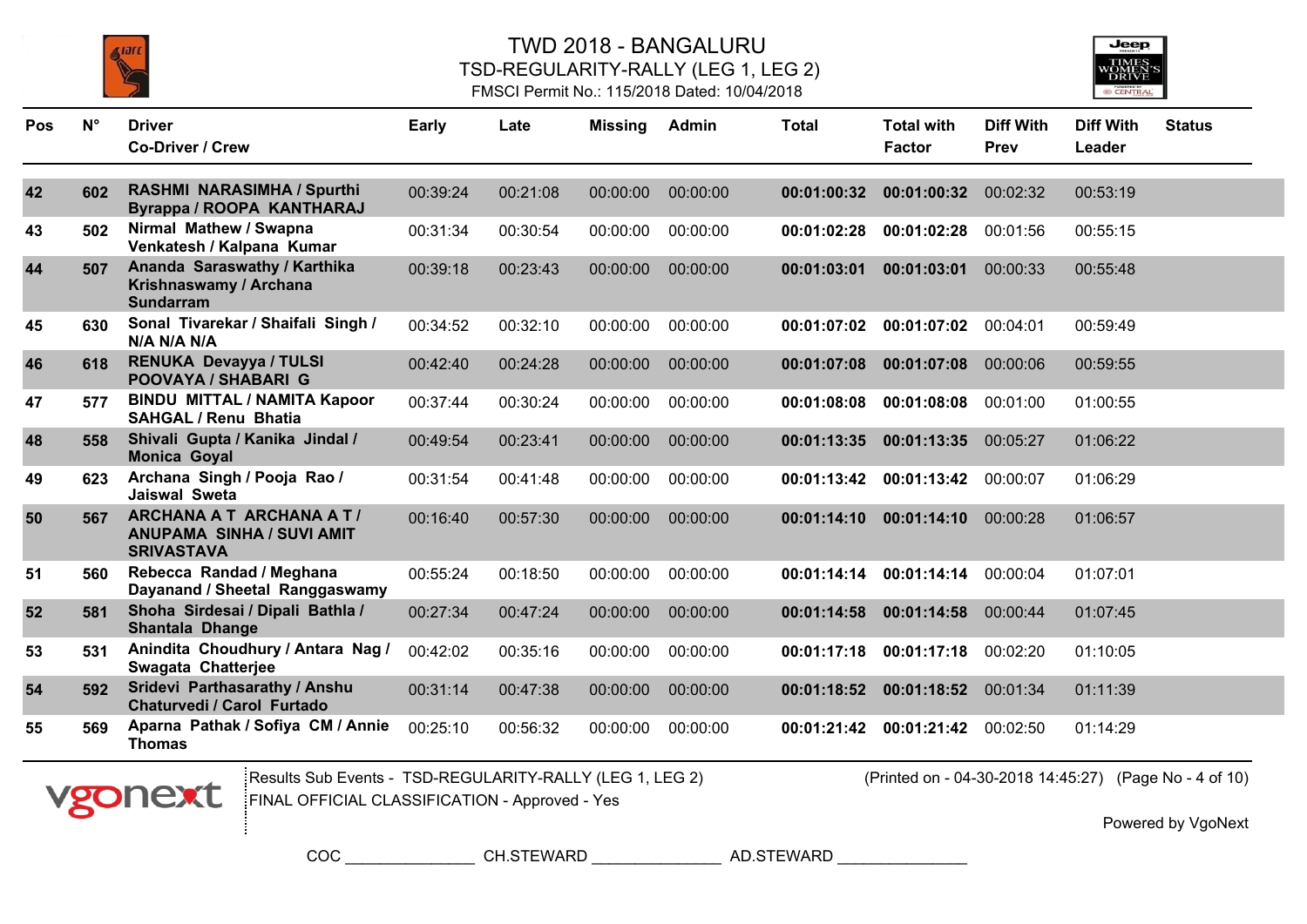# TWD 2018 - BANGALURU

## TSD-REGULARITY-RALLY (LEG 1, LEG 2)

FMSCI Permit No.: 115/2018 Dated: 10/04/2018

| Pos | N° | Driver<br>Co-Driver / Crew | Early | Late | Missing | Admin | Total | Total with Factor | Diff With Prev | Diff With Leader | Status |
|---|---|---|---|---|---|---|---|---|---|---|---|
| 42 | 602 | RASHMI NARASIMHA / Spurthi Byrappa / ROOPA KANTHARAJ | 00:39:24 | 00:21:08 | 00:00:00 | 00:00:00 | **00:01:00:32** | **00:01:00:32** | 00:02:32 | 00:53:19 | |
| 43 | 502 | Nirmal Mathew / Swapna Venkatesh / Kalpana Kumar | 00:31:34 | 00:30:54 | 00:00:00 | 00:00:00 | **00:01:02:28** | **00:01:02:28** | 00:01:56 | 00:55:15 | |
| 44 | 507 | Ananda Saraswathy / Karthika Krishnaswamy / Archana Sundarram | 00:39:18 | 00:23:43 | 00:00:00 | 00:00:00 | **00:01:03:01** | **00:01:03:01** | 00:00:33 | 00:55:48 | |
| 45 | 630 | Sonal Tivarekar / Shaifali Singh / N/A N/A N/A | 00:34:52 | 00:32:10 | 00:00:00 | 00:00:00 | **00:01:07:02** | **00:01:07:02** | 00:04:01 | 00:59:49 | |
| 46 | 618 | RENUKA Devayya / TULSI POOVAYA / SHABARI G | 00:42:40 | 00:24:28 | 00:00:00 | 00:00:00 | **00:01:07:08** | **00:01:07:08** | 00:00:06 | 00:59:55 | |
| 47 | 577 | BINDU MITTAL / NAMITA Kapoor SAHGAL / Renu Bhatia | 00:37:44 | 00:30:24 | 00:00:00 | 00:00:00 | **00:01:08:08** | **00:01:08:08** | 00:01:00 | 01:00:55 | |
| 48 | 558 | Shivali Gupta / Kanika Jindal / Monica Goyal | 00:49:54 | 00:23:41 | 00:00:00 | 00:00:00 | **00:01:13:35** | **00:01:13:35** | 00:05:27 | 01:06:22 | |
| 49 | 623 | Archana Singh / Pooja Rao / Jaiswal Sweta | 00:31:54 | 00:41:48 | 00:00:00 | 00:00:00 | **00:01:13:42** | **00:01:13:42** | 00:00:07 | 01:06:29 | |
| 50 | 567 | ARCHANA A T ARCHANA A T / ANUPAMA SINHA / SUVI AMIT SRIVASTAVA | 00:16:40 | 00:57:30 | 00:00:00 | 00:00:00 | **00:01:14:10** | **00:01:14:10** | 00:00:28 | 01:06:57 | |
| 51 | 560 | Rebecca Randad / Meghana Dayanand / Sheetal Ranggaswamy | 00:55:24 | 00:18:50 | 00:00:00 | 00:00:00 | **00:01:14:14** | **00:01:14:14** | 00:00:04 | 01:07:01 | |
| 52 | 581 | Shoha Sirdesai / Dipali Bathla / Shantala Dhange | 00:27:34 | 00:47:24 | 00:00:00 | 00:00:00 | **00:01:14:58** | **00:01:14:58** | 00:00:44 | 01:07:45 | |
| 53 | 531 | Anindita Choudhury / Antara Nag / Swagata Chatterjee | 00:42:02 | 00:35:16 | 00:00:00 | 00:00:00 | **00:01:17:18** | **00:01:17:18** | 00:02:20 | 01:10:05 | |
| 54 | 592 | Sridevi Parthasarathy / Anshu Chaturvedi / Carol Furtado | 00:31:14 | 00:47:38 | 00:00:00 | 00:00:00 | **00:01:18:52** | **00:01:18:52** | 00:01:34 | 01:11:39 | |
| 55 | 569 | Aparna Pathak / Sofiya CM / Annie Thomas | 00:25:10 | 00:56:32 | 00:00:00 | 00:00:00 | **00:01:21:42** | **00:01:21:42** | 00:02:50 | 01:14:29 | |

Results Sub Events - TSD-REGULARITY-RALLY (LEG 1, LEG 2)
FINAL OFFICIAL CLASSIFICATION - Approved - Yes

(Printed on - 04-30-2018 14:45:27)

Powered by VgoNext

COC ______________ CH.STEWARD ______________ AD.STEWARD ______________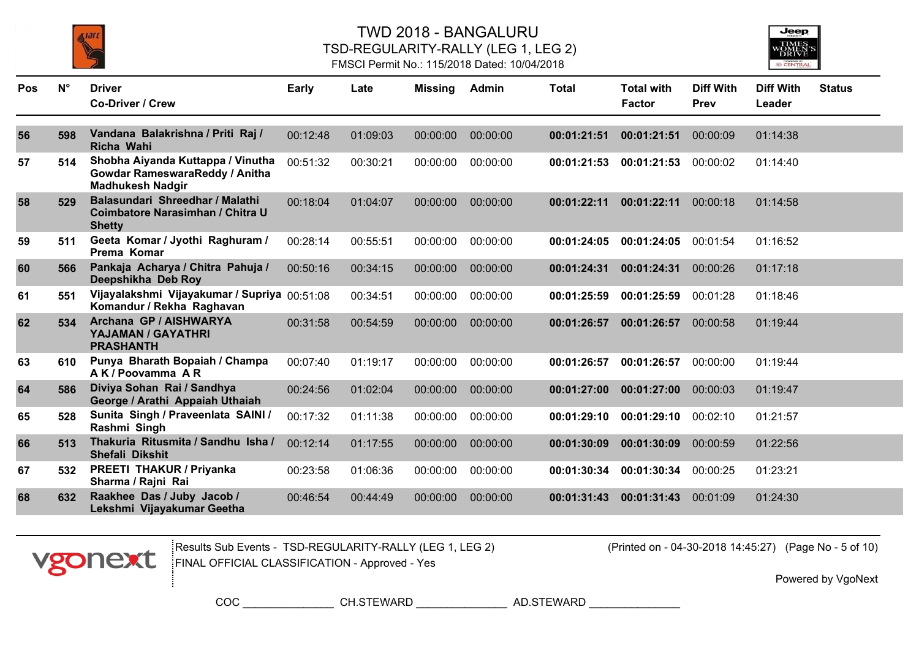# TWD 2018 - BANGALURU

## TSD-REGULARITY-RALLY (LEG 1, LEG 2)

FMSCI Permit No.: 115/2018 Dated: 10/04/2018

| Pos | N° | Driver Co-Driver / Crew | Early | Late | Missing | Admin | Total | Total with Factor | Diff With Prev | Diff With Leader | Status |
|---|---|---|---|---|---|---|---|---|---|---|---|
| 56 | 598 | Vandana Balakrishna / Priti Raj / Richa Wahi | 00:12:48 | 01:09:03 | 00:00:00 | 00:00:00 | **00:01:21:51** | **00:01:21:51** | 00:00:09 | 01:14:38 | |
| 57 | 514 | Shobha Aiyanda Kuttappa / Vinutha Gowdar RameswaraReddy / Anitha Madhukesh Nadgir | 00:51:32 | 00:30:21 | 00:00:00 | 00:00:00 | **00:01:21:53** | **00:01:21:53** | 00:00:02 | 01:14:40 | |
| 58 | 529 | Balasundari Shreedhar / Malathi Coimbatore Narasimhan / Chitra U Shetty | 00:18:04 | 01:04:07 | 00:00:00 | 00:00:00 | **00:01:22:11** | **00:01:22:11** | 00:00:18 | 01:14:58 | |
| 59 | 511 | Geeta Komar / Jyothi Raghuram / Prema Komar | 00:28:14 | 00:55:51 | 00:00:00 | 00:00:00 | **00:01:24:05** | **00:01:24:05** | 00:01:54 | 01:16:52 | |
| 60 | 566 | Pankaja Acharya / Chitra Pahuja / Deepshikha Deb Roy | 00:50:16 | 00:34:15 | 00:00:00 | 00:00:00 | **00:01:24:31** | **00:01:24:31** | 00:00:26 | 01:17:18 | |
| 61 | 551 | Vijayalakshmi Vijayakumar / Supriya Komandur / Rekha Raghavan | 00:51:08 | 00:34:51 | 00:00:00 | 00:00:00 | **00:01:25:59** | **00:01:25:59** | 00:01:28 | 01:18:46 | |
| 62 | 534 | Archana GP / AISHWARYA YAJAMAN / GAYATHRI PRASHANTH | 00:31:58 | 00:54:59 | 00:00:00 | 00:00:00 | **00:01:26:57** | **00:01:26:57** | 00:00:58 | 01:19:44 | |
| 63 | 610 | Punya Bharath Bopaiah / Champa A K / Poovamma A R | 00:07:40 | 01:19:17 | 00:00:00 | 00:00:00 | **00:01:26:57** | **00:01:26:57** | 00:00:00 | 01:19:44 | |
| 64 | 586 | Diviya Sohan Rai / Sandhya George / Arathi Appaiah Uthaiah | 00:24:56 | 01:02:04 | 00:00:00 | 00:00:00 | **00:01:27:00** | **00:01:27:00** | 00:00:03 | 01:19:47 | |
| 65 | 528 | Sunita Singh / Praveenlata SAINI / Rashmi Singh | 00:17:32 | 01:11:38 | 00:00:00 | 00:00:00 | **00:01:29:10** | **00:01:29:10** | 00:02:10 | 01:21:57 | |
| 66 | 513 | Thakuria Ritusmita / Sandhu Isha / Shefali Dikshit | 00:12:14 | 01:17:55 | 00:00:00 | 00:00:00 | **00:01:30:09** | **00:01:30:09** | 00:00:59 | 01:22:56 | |
| 67 | 532 | PREETI THAKUR / Priyanka Sharma / Rajni Rai | 00:23:58 | 01:06:36 | 00:00:00 | 00:00:00 | **00:01:30:34** | **00:01:30:34** | 00:00:25 | 01:23:21 | |
| 68 | 632 | Raakhee Das / Juby Jacob / Lekshmi Vijayakumar Geetha | 00:46:54 | 00:44:49 | 00:00:00 | 00:00:00 | **00:01:31:43** | **00:01:31:43** | 00:01:09 | 01:24:30 | |

Results Sub Events - TSD-REGULARITY-RALLY (LEG 1, LEG 2)
FINAL OFFICIAL CLASSIFICATION - Approved - Yes

(Printed on - 04-30-2018 14:45:27)

Powered by VgoNext

COC ______________ CH.STEWARD ______________ AD.STEWARD ______________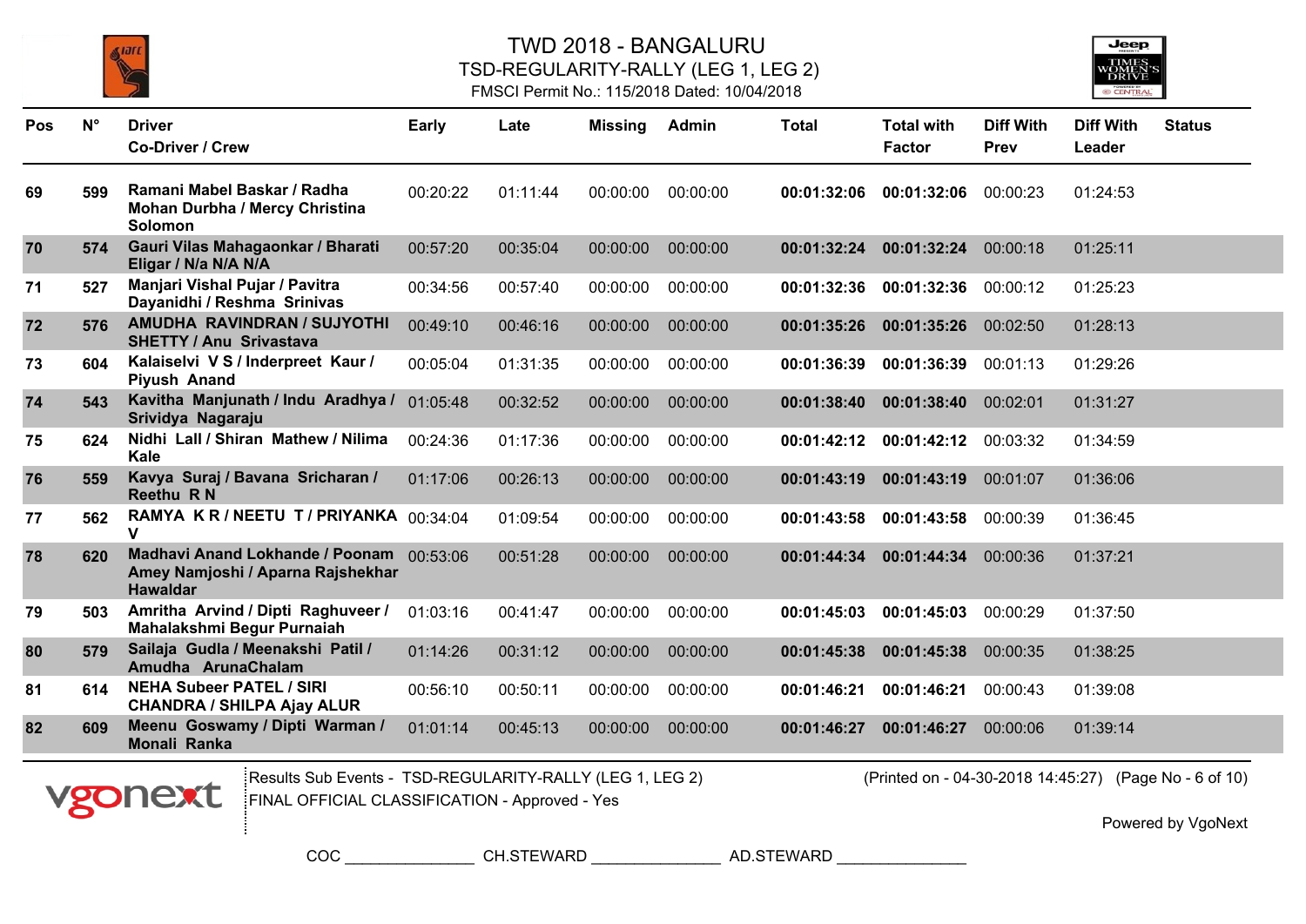# TWD 2018 - BANGALURU

## TSD-REGULARITY-RALLY (LEG 1, LEG 2)

FMSCI Permit No.: 115/2018 Dated: 10/04/2018

| Pos | N° | Driver Co-Driver / Crew | Early | Late | Missing | Admin | Total | Total with Factor | Diff With Prev | Diff With Leader | Status |
|---|---|---|---|---|---|---|---|---|---|---|---|
| 69 | 599 | Ramani Mabel Baskar / Radha Mohan Durbha / Mercy Christina Solomon | 00:20:22 | 01:11:44 | 00:00:00 | 00:00:00 | **00:01:32:06** | **00:01:32:06** | 00:00:23 | 01:24:53 | |
| 70 | 574 | Gauri Vilas Mahagaonkar / Bharati Eligar / N/a N/A N/A | 00:57:20 | 00:35:04 | 00:00:00 | 00:00:00 | **00:01:32:24** | **00:01:32:24** | 00:00:18 | 01:25:11 | |
| 71 | 527 | Manjari Vishal Pujar / Pavitra Dayanidhi / Reshma Srinivas | 00:34:56 | 00:57:40 | 00:00:00 | 00:00:00 | **00:01:32:36** | **00:01:32:36** | 00:00:12 | 01:25:23 | |
| 72 | 576 | AMUDHA RAVINDRAN / SUJYOTHI SHETTY / Anu Srivastava | 00:49:10 | 00:46:16 | 00:00:00 | 00:00:00 | **00:01:35:26** | **00:01:35:26** | 00:02:50 | 01:28:13 | |
| 73 | 604 | Kalaiselvi V S / Inderpreet Kaur / Piyush Anand | 00:05:04 | 01:31:35 | 00:00:00 | 00:00:00 | **00:01:36:39** | **00:01:36:39** | 00:01:13 | 01:29:26 | |
| 74 | 543 | Kavitha Manjunath / Indu Aradhya / Srividya Nagaraju | 01:05:48 | 00:32:52 | 00:00:00 | 00:00:00 | **00:01:38:40** | **00:01:38:40** | 00:02:01 | 01:31:27 | |
| 75 | 624 | Nidhi Lall / Shiran Mathew / Nilima Kale | 00:24:36 | 01:17:36 | 00:00:00 | 00:00:00 | **00:01:42:12** | **00:01:42:12** | 00:03:32 | 01:34:59 | |
| 76 | 559 | Kavya Suraj / Bavana Sricharan / Reethu R N | 01:17:06 | 00:26:13 | 00:00:00 | 00:00:00 | **00:01:43:19** | **00:01:43:19** | 00:01:07 | 01:36:06 | |
| 77 | 562 | RAMYA K R / NEETU T / PRIYANKA V | 00:34:04 | 01:09:54 | 00:00:00 | 00:00:00 | **00:01:43:58** | **00:01:43:58** | 00:00:39 | 01:36:45 | |
| 78 | 620 | Madhavi Anand Lokhande / Poonam Amey Namjoshi / Aparna Rajshekhar Hawaldar | 00:53:06 | 00:51:28 | 00:00:00 | 00:00:00 | **00:01:44:34** | **00:01:44:34** | 00:00:36 | 01:37:21 | |
| 79 | 503 | Amritha Arvind / Dipti Raghuveer / Mahalakshmi Begur Purnaiah | 01:03:16 | 00:41:47 | 00:00:00 | 00:00:00 | **00:01:45:03** | **00:01:45:03** | 00:00:29 | 01:37:50 | |
| 80 | 579 | Sailaja Gudla / Meenakshi Patil / Amudha ArunaChalam | 01:14:26 | 00:31:12 | 00:00:00 | 00:00:00 | **00:01:45:38** | **00:01:45:38** | 00:00:35 | 01:38:25 | |
| 81 | 614 | NEHA Subeer PATEL / SIRI CHANDRA / SHILPA Ajay ALUR | 00:56:10 | 00:50:11 | 00:00:00 | 00:00:00 | **00:01:46:21** | **00:01:46:21** | 00:00:43 | 01:39:08 | |
| 82 | 609 | Meenu Goswamy / Dipti Warman / Monali Ranka | 01:01:14 | 00:45:13 | 00:00:00 | 00:00:00 | **00:01:46:27** | **00:01:46:27** | 00:00:06 | 01:39:14 | |

Results Sub Events - TSD-REGULARITY-RALLY (LEG 1, LEG 2)
FINAL OFFICIAL CLASSIFICATION - Approved - Yes

(Printed on - 04-30-2018 14:45:27)

Powered by VgoNext

COC ______________ CH.STEWARD ______________ AD.STEWARD ______________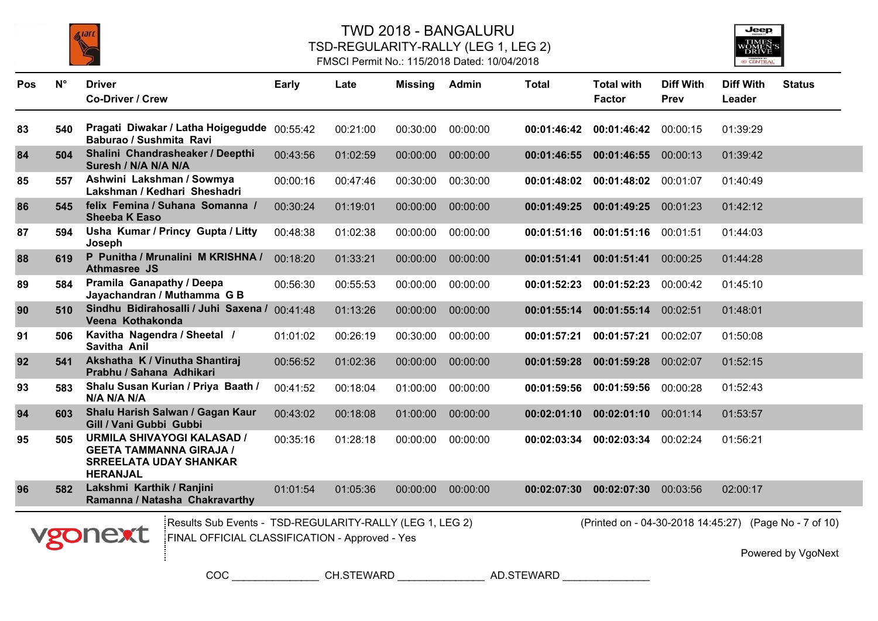# TWD 2018 - BANGALURU

## TSD-REGULARITY-RALLY (LEG 1, LEG 2)

FMSCI Permit No.: 115/2018 Dated: 10/04/2018

| Pos | N° | Driver Co-Driver / Crew | Early | Late | Missing | Admin | Total | Total with Factor | Diff With Prev | Diff With Leader | Status |
|---|---|---|---|---|---|---|---|---|---|---|---|
| 83 | 540 | Pragati Diwakar / Latha Hoigegudde Baburao / Sushmita Ravi | 00:55:42 | 00:21:00 | 00:30:00 | 00:00:00 | **00:01:46:42** | **00:01:46:42** | 00:00:15 | 01:39:29 | |
| 84 | 504 | Shalini Chandrasheaker / Deepthi Suresh / N/A N/A N/A | 00:43:56 | 01:02:59 | 00:00:00 | 00:00:00 | **00:01:46:55** | **00:01:46:55** | 00:00:13 | 01:39:42 | |
| 85 | 557 | Ashwini Lakshman / Sowmya Lakshman / Kedhari Sheshadri | 00:00:16 | 00:47:46 | 00:30:00 | 00:30:00 | **00:01:48:02** | **00:01:48:02** | 00:01:07 | 01:40:49 | |
| 86 | 545 | felix Femina / Suhana Somanna / Sheeba K Easo | 00:30:24 | 01:19:01 | 00:00:00 | 00:00:00 | **00:01:49:25** | **00:01:49:25** | 00:01:23 | 01:42:12 | |
| 87 | 594 | Usha Kumar / Princy Gupta / Litty Joseph | 00:48:38 | 01:02:38 | 00:00:00 | 00:00:00 | **00:01:51:16** | **00:01:51:16** | 00:01:51 | 01:44:03 | |
| 88 | 619 | P Punitha / Mrunalini M KRISHNA / Athmasree JS | 00:18:20 | 01:33:21 | 00:00:00 | 00:00:00 | **00:01:51:41** | **00:01:51:41** | 00:00:25 | 01:44:28 | |
| 89 | 584 | Pramila Ganapathy / Deepa Jayachandran / Muthamma G B | 00:56:30 | 00:55:53 | 00:00:00 | 00:00:00 | **00:01:52:23** | **00:01:52:23** | 00:00:42 | 01:45:10 | |
| 90 | 510 | Sindhu Bidirahosalli / Juhi Saxena / Veena Kothakonda | 00:41:48 | 01:13:26 | 00:00:00 | 00:00:00 | **00:01:55:14** | **00:01:55:14** | 00:02:51 | 01:48:01 | |
| 91 | 506 | Kavitha Nagendra / Sheetal / Savitha Anil | 01:01:02 | 00:26:19 | 00:30:00 | 00:00:00 | **00:01:57:21** | **00:01:57:21** | 00:02:07 | 01:50:08 | |
| 92 | 541 | Akshatha K / Vinutha Shantiraj Prabhu / Sahana Adhikari | 00:56:52 | 01:02:36 | 00:00:00 | 00:00:00 | **00:01:59:28** | **00:01:59:28** | 00:02:07 | 01:52:15 | |
| 93 | 583 | Shalu Susan Kurian / Priya Baath / N/A N/A N/A | 00:41:52 | 00:18:04 | 01:00:00 | 00:00:00 | **00:01:59:56** | **00:01:59:56** | 00:00:28 | 01:52:43 | |
| 94 | 603 | Shalu Harish Salwan / Gagan Kaur Gill / Vani Gubbi Gubbi | 00:43:02 | 00:18:08 | 01:00:00 | 00:00:00 | **00:02:01:10** | **00:02:01:10** | 00:01:14 | 01:53:57 | |
| 95 | 505 | URMILA SHIVAYOGI KALASAD / GEETA TAMMANNA GIRAJA / SRREELATA UDAY SHANKAR HERANJAL | 00:35:16 | 01:28:18 | 00:00:00 | 00:00:00 | **00:02:03:34** | **00:02:03:34** | 00:02:24 | 01:56:21 | |
| 96 | 582 | Lakshmi Karthik / Ranjini Ramanna / Natasha Chakravarthy | 01:01:54 | 01:05:36 | 00:00:00 | 00:00:00 | **00:02:07:30** | **00:02:07:30** | 00:03:56 | 02:00:17 | |

Results Sub Events - TSD-REGULARITY-RALLY (LEG 1, LEG 2)
FINAL OFFICIAL CLASSIFICATION - Approved - Yes

(Printed on - 04-30-2018 14:45:27)

Powered by VgoNext

COC ______________ CH.STEWARD ______________ AD.STEWARD ______________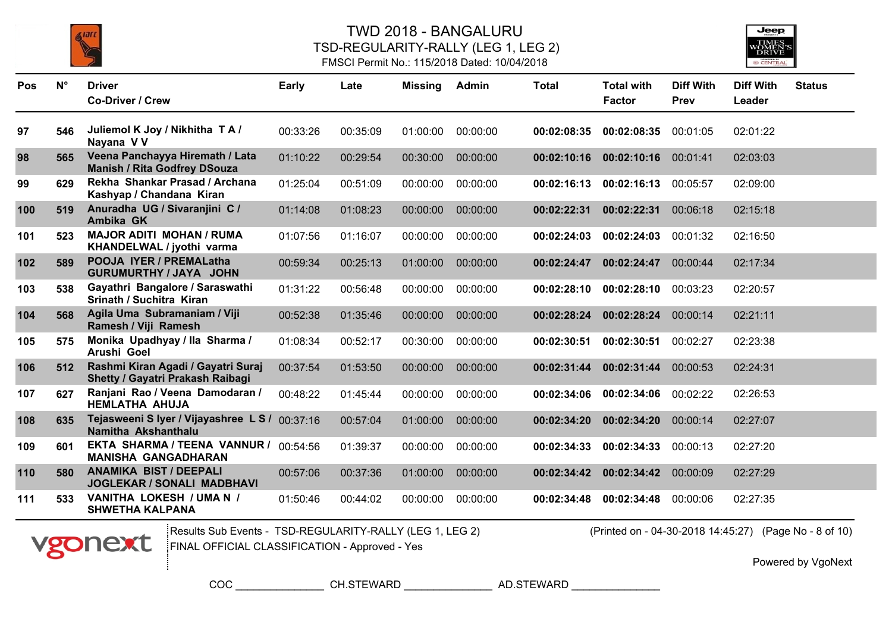# TWD 2018 - BANGALURU

## TSD-REGULARITY-RALLY (LEG 1, LEG 2)

FMSCI Permit No.: 115/2018 Dated: 10/04/2018

| Pos | N° | Driver Co-Driver / Crew | Early | Late | Missing | Admin | Total | Total with Factor | Diff With Prev | Diff With Leader | Status |
|---|---|---|---|---|---|---|---|---|---|---|---|
| 97 | 546 | Juliemol K Joy / Nikhitha T A / Nayana V V | 00:33:26 | 00:35:09 | 01:00:00 | 00:00:00 | **00:02:08:35** | **00:02:08:35** | 00:01:05 | 02:01:22 | |
| 98 | 565 | Veena Panchayya Hiremath / Lata Manish / Rita Godfrey DSouza | 01:10:22 | 00:29:54 | 00:30:00 | 00:00:00 | **00:02:10:16** | **00:02:10:16** | 00:01:41 | 02:03:03 | |
| 99 | 629 | Rekha Shankar Prasad / Archana Kashyap / Chandana Kiran | 01:25:04 | 00:51:09 | 00:00:00 | 00:00:00 | **00:02:16:13** | **00:02:16:13** | 00:05:57 | 02:09:00 | |
| 100 | 519 | Anuradha UG / Sivaranjini C / Ambika GK | 01:14:08 | 01:08:23 | 00:00:00 | 00:00:00 | **00:02:22:31** | **00:02:22:31** | 00:06:18 | 02:15:18 | |
| 101 | 523 | MAJOR ADITI MOHAN / RUMA KHANDELWAL / jyothi varma | 01:07:56 | 01:16:07 | 00:00:00 | 00:00:00 | **00:02:24:03** | **00:02:24:03** | 00:01:32 | 02:16:50 | |
| 102 | 589 | POOJA IYER / PREMALatha GURUMURTHY / JAYA JOHN | 00:59:34 | 00:25:13 | 01:00:00 | 00:00:00 | **00:02:24:47** | **00:02:24:47** | 00:00:44 | 02:17:34 | |
| 103 | 538 | Gayathri Bangalore / Saraswathi Srinath / Suchitra Kiran | 01:31:22 | 00:56:48 | 00:00:00 | 00:00:00 | **00:02:28:10** | **00:02:28:10** | 00:03:23 | 02:20:57 | |
| 104 | 568 | Agila Uma Subramaniam / Viji Ramesh / Viji Ramesh | 00:52:38 | 01:35:46 | 00:00:00 | 00:00:00 | **00:02:28:24** | **00:02:28:24** | 00:00:14 | 02:21:11 | |
| 105 | 575 | Monika Upadhyay / Ila Sharma / Arushi Goel | 01:08:34 | 00:52:17 | 00:30:00 | 00:00:00 | **00:02:30:51** | **00:02:30:51** | 00:02:27 | 02:23:38 | |
| 106 | 512 | Rashmi Kiran Agadi / Gayatri Suraj Shetty / Gayatri Prakash Raibagi | 00:37:54 | 01:53:50 | 00:00:00 | 00:00:00 | **00:02:31:44** | **00:02:31:44** | 00:00:53 | 02:24:31 | |
| 107 | 627 | Ranjani Rao / Veena Damodaran / HEMLATHA AHUJA | 00:48:22 | 01:45:44 | 00:00:00 | 00:00:00 | **00:02:34:06** | **00:02:34:06** | 00:02:22 | 02:26:53 | |
| 108 | 635 | Tejasweeni S Iyer / Vijayashree L S / Namitha Akshanthalu | 00:37:16 | 00:57:04 | 01:00:00 | 00:00:00 | **00:02:34:20** | **00:02:34:20** | 00:00:14 | 02:27:07 | |
| 109 | 601 | EKTA SHARMA / TEENA VANNUR / MANISHA GANGADHARAN | 00:54:56 | 01:39:37 | 00:00:00 | 00:00:00 | **00:02:34:33** | **00:02:34:33** | 00:00:13 | 02:27:20 | |
| 110 | 580 | ANAMIKA BIST / DEEPALI JOGLEKAR / SONALI MADBHAVI | 00:57:06 | 00:37:36 | 01:00:00 | 00:00:00 | **00:02:34:42** | **00:02:34:42** | 00:00:09 | 02:27:29 | |
| 111 | 533 | VANITHA LOKESH / UMA N / SHWETHA KALPANA | 01:50:46 | 00:44:02 | 00:00:00 | 00:00:00 | **00:02:34:48** | **00:02:34:48** | 00:00:06 | 02:27:35 | |

Results Sub Events - TSD-REGULARITY-RALLY (LEG 1, LEG 2)
FINAL OFFICIAL CLASSIFICATION - Approved - Yes

(Printed on - 04-30-2018 14:45:27)

COC ______________ CH.STEWARD ______________ AD.STEWARD ______________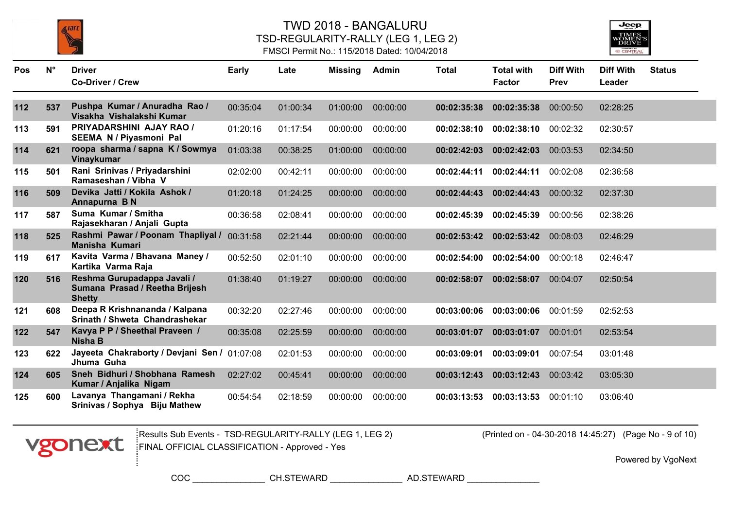# TWD 2018 - BANGALURU

## TSD-REGULARITY-RALLY (LEG 1, LEG 2)

FMSCI Permit No.: 115/2018 Dated: 10/04/2018

| Pos | N° | Driver Co-Driver / Crew | Early | Late | Missing | Admin | Total | Total with Factor | Diff With Prev | Diff With Leader | Status |
|---|---|---|---|---|---|---|---|---|---|---|---|
| 112 | 537 | Pushpa Kumar / Anuradha Rao / Visakha Vishalakshi Kumar | 00:35:04 | 01:00:34 | 01:00:00 | 00:00:00 | 00:02:35:38 | 00:02:35:38 | 00:00:50 | 02:28:25 | |
| 113 | 591 | PRIYADARSHINI AJAY RAO / SEEMA N / Piyasmoni Pal | 01:20:16 | 01:17:54 | 00:00:00 | 00:00:00 | 00:02:38:10 | 00:02:38:10 | 00:02:32 | 02:30:57 | |
| 114 | 621 | roopa sharma / sapna K / Sowmya Vinaykumar | 01:03:38 | 00:38:25 | 01:00:00 | 00:00:00 | 00:02:42:03 | 00:02:42:03 | 00:03:53 | 02:34:50 | |
| 115 | 501 | Rani Srinivas / Priyadarshini Ramaseshan / Vibha V | 02:02:00 | 00:42:11 | 00:00:00 | 00:00:00 | 00:02:44:11 | 00:02:44:11 | 00:02:08 | 02:36:58 | |
| 116 | 509 | Devika Jatti / Kokila Ashok / Annapurna B N | 01:20:18 | 01:24:25 | 00:00:00 | 00:00:00 | 00:02:44:43 | 00:02:44:43 | 00:00:32 | 02:37:30 | |
| 117 | 587 | Suma Kumar / Smitha Rajasekharan / Anjali Gupta | 00:36:58 | 02:08:41 | 00:00:00 | 00:00:00 | 00:02:45:39 | 00:02:45:39 | 00:00:56 | 02:38:26 | |
| 118 | 525 | Rashmi Pawar / Poonam Thapliyal / Manisha Kumari | 00:31:58 | 02:21:44 | 00:00:00 | 00:00:00 | 00:02:53:42 | 00:02:53:42 | 00:08:03 | 02:46:29 | |
| 119 | 617 | Kavita Varma / Bhavana Maney / Kartika Varma Raja | 00:52:50 | 02:01:10 | 00:00:00 | 00:00:00 | 00:02:54:00 | 00:02:54:00 | 00:00:18 | 02:46:47 | |
| 120 | 516 | Reshma Gurupadappa Javali / Sumana Prasad / Reetha Brijesh Shetty | 01:38:40 | 01:19:27 | 00:00:00 | 00:00:00 | 00:02:58:07 | 00:02:58:07 | 00:04:07 | 02:50:54 | |
| 121 | 608 | Deepa R Krishnananda / Kalpana Srinath / Shweta Chandrashekar | 00:32:20 | 02:27:46 | 00:00:00 | 00:00:00 | 00:03:00:06 | 00:03:00:06 | 00:01:59 | 02:52:53 | |
| 122 | 547 | Kavya P P / Sheethal Praveen / Nisha B | 00:35:08 | 02:25:59 | 00:00:00 | 00:00:00 | 00:03:01:07 | 00:03:01:07 | 00:01:01 | 02:53:54 | |
| 123 | 622 | Jayeeta Chakraborty / Devjani Sen / Jhuma Guha | 01:07:08 | 02:01:53 | 00:00:00 | 00:00:00 | 00:03:09:01 | 00:03:09:01 | 00:07:54 | 03:01:48 | |
| 124 | 605 | Sneh Bidhuri / Shobhana Ramesh Kumar / Anjalika Nigam | 02:27:02 | 00:45:41 | 00:00:00 | 00:00:00 | 00:03:12:43 | 00:03:12:43 | 00:03:42 | 03:05:30 | |
| 125 | 600 | Lavanya Thangamani / Rekha Srinivas / Sophya Biju Mathew | 00:54:54 | 02:18:59 | 00:00:00 | 00:00:00 | 00:03:13:53 | 00:03:13:53 | 00:01:10 | 03:06:40 | |

Results Sub Events - TSD-REGULARITY-RALLY (LEG 1, LEG 2)
FINAL OFFICIAL CLASSIFICATION - Approved - Yes

(Printed on - 04-30-2018 14:45:27)

Powered by VgoNext

COC _______________ CH.STEWARD _______________ AD.STEWARD _______________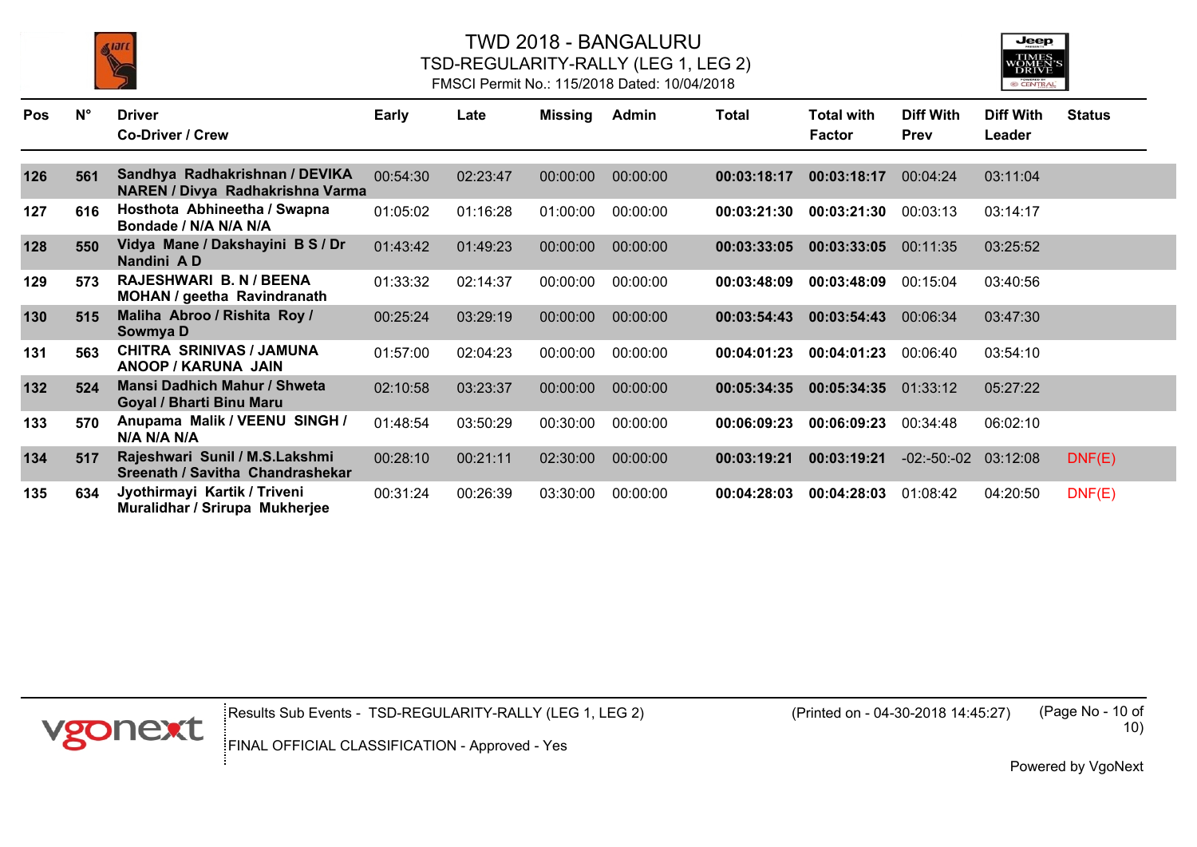# TWD 2018 - BANGALURU

## TSD-REGULARITY-RALLY (LEG 1, LEG 2)

FMSCI Permit No.: 115/2018 Dated: 10/04/2018

| Pos | N° | Driver Co-Driver / Crew | Early | Late | Missing | Admin | Total | Total with Factor | Diff With Prev | Diff With Leader | Status |
|---|---|---|---|---|---|---|---|---|---|---|---|
| 126 | 561 | Sandhya Radhakrishnan / DEVIKA NAREN / Divya Radhakrishna Varma | 00:54:30 | 02:23:47 | 00:00:00 | 00:00:00 | 00:03:18:17 | 00:03:18:17 | 00:04:24 | 03:11:04 | |
| 127 | 616 | Hosthota Abhineetha / Swapna Bondade / N/A N/A N/A | 01:05:02 | 01:16:28 | 01:00:00 | 00:00:00 | 00:03:21:30 | 00:03:21:30 | 00:03:13 | 03:14:17 | |
| 128 | 550 | Vidya Mane / Dakshayini B S / Dr Nandini A D | 01:43:42 | 01:49:23 | 00:00:00 | 00:00:00 | 00:03:33:05 | 00:03:33:05 | 00:11:35 | 03:25:52 | |
| 129 | 573 | RAJESHWARI B. N / BEENA MOHAN / geetha Ravindranath | 01:33:32 | 02:14:37 | 00:00:00 | 00:00:00 | 00:03:48:09 | 00:03:48:09 | 00:15:04 | 03:40:56 | |
| 130 | 515 | Maliha Abroo / Rishita Roy / Sowmya D | 00:25:24 | 03:29:19 | 00:00:00 | 00:00:00 | 00:03:54:43 | 00:03:54:43 | 00:06:34 | 03:47:30 | |
| 131 | 563 | CHITRA SRINIVAS / JAMUNA ANOOP / KARUNA JAIN | 01:57:00 | 02:04:23 | 00:00:00 | 00:00:00 | 00:04:01:23 | 00:04:01:23 | 00:06:40 | 03:54:10 | |
| 132 | 524 | Mansi Dadhich Mahur / Shweta Goyal / Bharti Binu Maru | 02:10:58 | 03:23:37 | 00:00:00 | 00:00:00 | 00:05:34:35 | 00:05:34:35 | 01:33:12 | 05:27:22 | |
| 133 | 570 | Anupama Malik / VEENU SINGH / N/A N/A N/A | 01:48:54 | 03:50:29 | 00:30:00 | 00:00:00 | 00:06:09:23 | 00:06:09:23 | 00:34:48 | 06:02:10 | |
| 134 | 517 | Rajeshwari Sunil / M.S.Lakshmi Sreenath / Savitha Chandrashekar | 00:28:10 | 00:21:11 | 02:30:00 | 00:00:00 | 00:03:19:21 | 00:03:19:21 | -02:-50:-02 | 03:12:08 | DNF(E) |
| 135 | 634 | Jyothirmayi Kartik / Triveni Muralidhar / Srirupa Mukherjee | 00:31:24 | 00:26:39 | 03:30:00 | 00:00:00 | 00:04:28:03 | 00:04:28:03 | 01:08:42 | 04:20:50 | DNF(E) |

Results Sub Events - TSD-REGULARITY-RALLY (LEG 1, LEG 2)

FINAL OFFICIAL CLASSIFICATION - Approved - Yes

(Printed on - 04-30-2018 14:45:27)

Powered by VgoNext